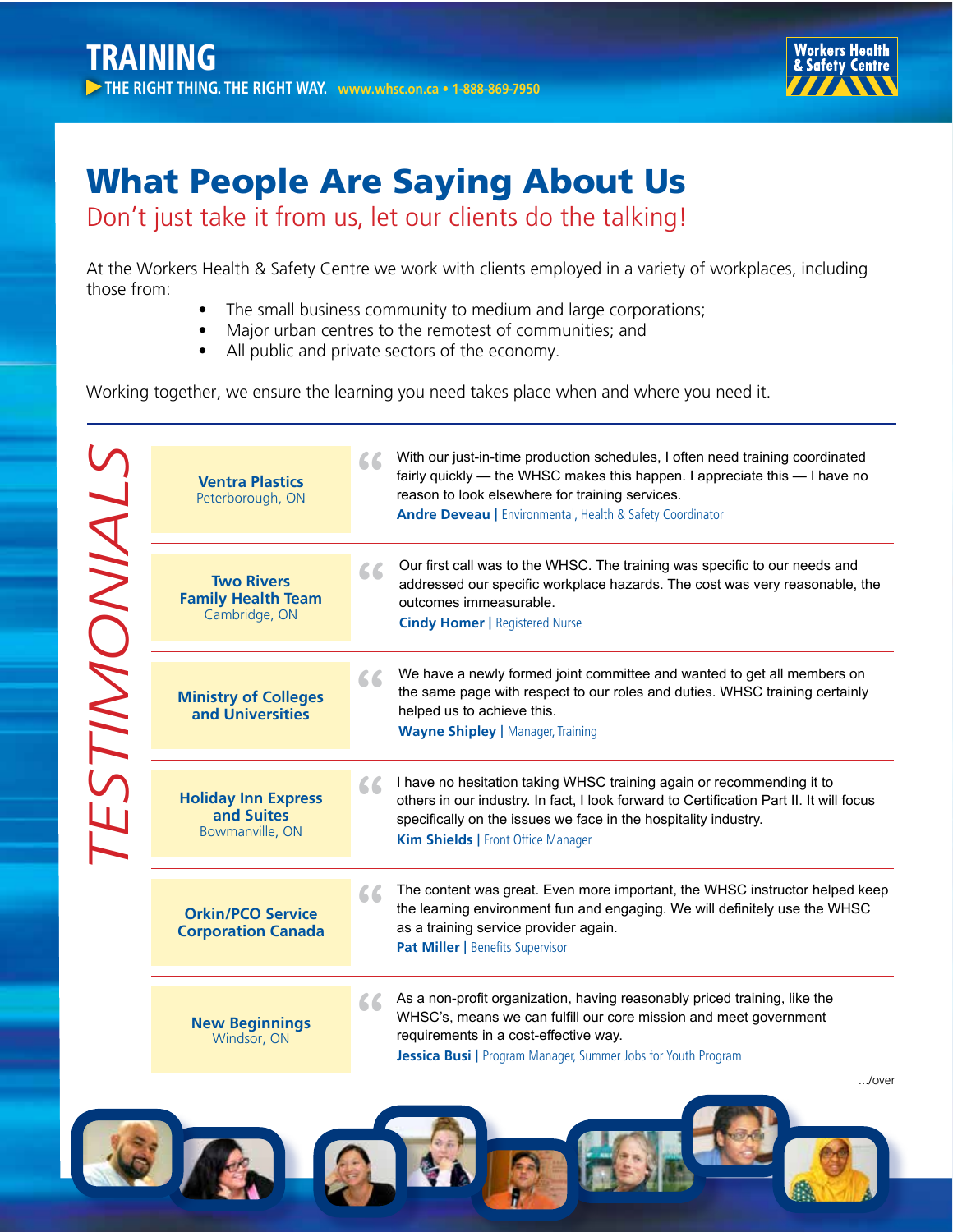# TRAINING

THE RIGHT THING. THE RIGHT WAY. www.whsc.on.ca • 1-888-869-7950

Workers Health & Safety Centre

## What People Are Saying About Us

### Don't just take it from us, let our clients do the talking!

At the Workers Health & Safety Centre we work with clients employed in a variety of workplaces, including those from:

- The small business community to medium and large corporations;
- Major urban centres to the remotest of communities; and
- All public and private sectors of the economy.

Working together, we ensure the learning you need takes place when and where you need it.

## TESTIMONIALS

**Ventra Plastics**
Peterborough, ON

"With our just-in-time production schedules, I often need training coordinated fairly quickly — the WHSC makes this happen. I appreciate this — I have no reason to look elsewhere for training services.

**Andre Deveau** | Environmental, Health & Safety Coordinator

---

**Two Rivers Family Health Team**
Cambridge, ON

"Our first call was to the WHSC. The training was specific to our needs and addressed our specific workplace hazards. The cost was very reasonable, the outcomes immeasurable.

**Cindy Homer** | Registered Nurse

---

**Ministry of Colleges and Universities**

"We have a newly formed joint committee and wanted to get all members on the same page with respect to our roles and duties. WHSC training certainly helped us to achieve this.

**Wayne Shipley** | Manager, Training

---

**Holiday Inn Express and Suites**
Bowmanville, ON

"I have no hesitation taking WHSC training again or recommending it to others in our industry. In fact, I look forward to Certification Part II. It will focus specifically on the issues we face in the hospitality industry.

**Kim Shields** | Front Office Manager

---

**Orkin/PCO Service Corporation Canada**

"The content was great. Even more important, the WHSC instructor helped keep the learning environment fun and engaging. We will definitely use the WHSC as a training service provider again.

**Pat Miller** | Benefits Supervisor

---

**New Beginnings**
Windsor, ON

"As a non-profit organization, having reasonably priced training, like the WHSC's, means we can fulfill our core mission and meet government requirements in a cost-effective way.

**Jessica Busi** | Program Manager, Summer Jobs for Youth Program

.../over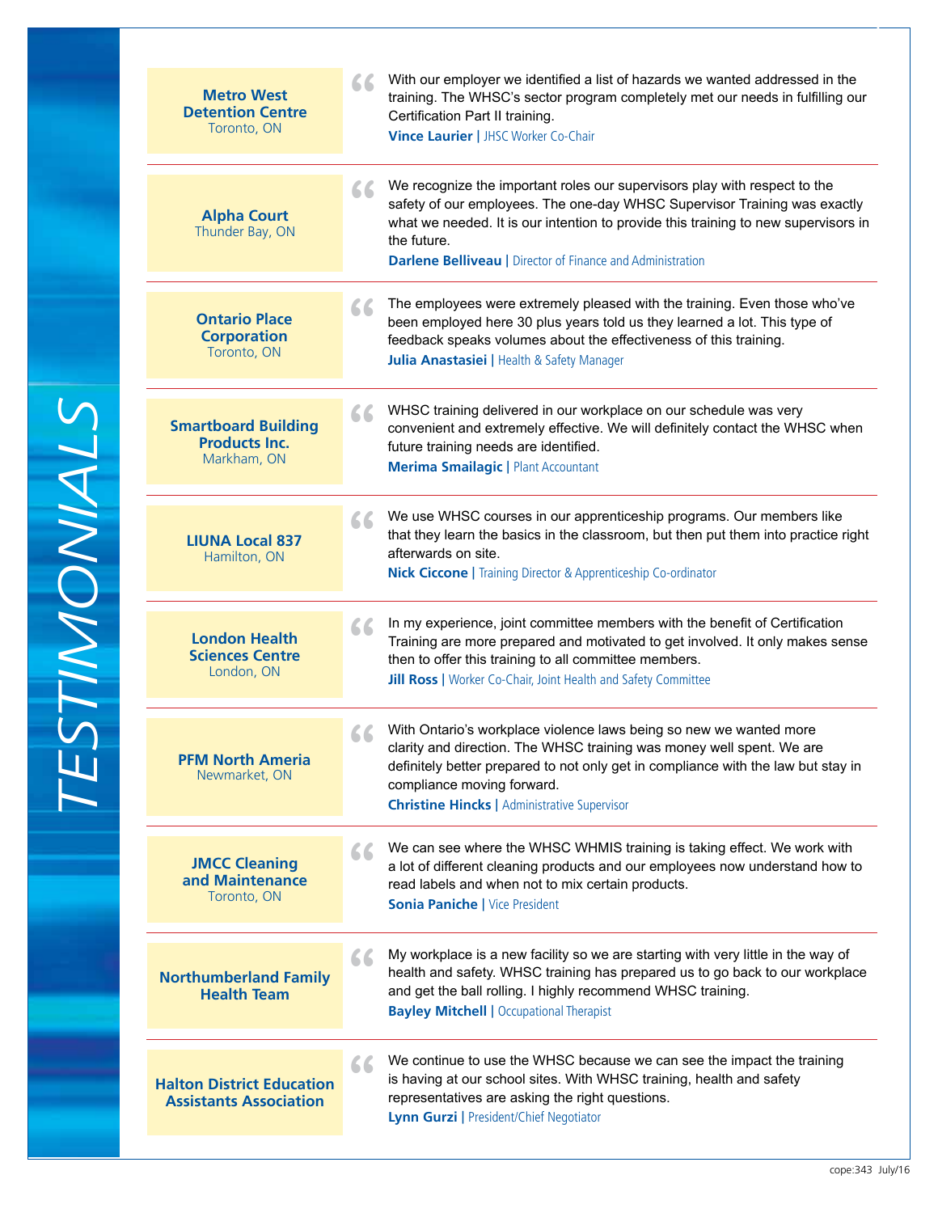# TESTIMONIALS

**Metro West Detention Centre**
Toronto, ON

With our employer we identified a list of hazards we wanted addressed in the training. The WHSC's sector program completely met our needs in fulfilling our Certification Part II training.
**Vince Laurier** | JHSC Worker Co-Chair

---

**Alpha Court**
Thunder Bay, ON

We recognize the important roles our supervisors play with respect to the safety of our employees. The one-day WHSC Supervisor Training was exactly what we needed. It is our intention to provide this training to new supervisors in the future.
**Darlene Belliveau** | Director of Finance and Administration

---

**Ontario Place Corporation**
Toronto, ON

The employees were extremely pleased with the training. Even those who've been employed here 30 plus years told us they learned a lot. This type of feedback speaks volumes about the effectiveness of this training.
**Julia Anastasiei** | Health & Safety Manager

---

**Smartboard Building Products Inc.**
Markham, ON

WHSC training delivered in our workplace on our schedule was very convenient and extremely effective. We will definitely contact the WHSC when future training needs are identified.
**Merima Smailagic** | Plant Accountant

---

**LIUNA Local 837**
Hamilton, ON

We use WHSC courses in our apprenticeship programs. Our members like that they learn the basics in the classroom, but then put them into practice right afterwards on site.
**Nick Ciccone** | Training Director & Apprenticeship Co-ordinator

---

**London Health Sciences Centre**
London, ON

In my experience, joint committee members with the benefit of Certification Training are more prepared and motivated to get involved. It only makes sense then to offer this training to all committee members.
**Jill Ross** | Worker Co-Chair, Joint Health and Safety Committee

---

**PFM North Ameria**
Newmarket, ON

With Ontario's workplace violence laws being so new we wanted more clarity and direction. The WHSC training was money well spent. We are definitely better prepared to not only get in compliance with the law but stay in compliance moving forward.
**Christine Hincks** | Administrative Supervisor

---

**JMCC Cleaning and Maintenance**
Toronto, ON

We can see where the WHSC WHMIS training is taking effect. We work with a lot of different cleaning products and our employees now understand how to read labels and when not to mix certain products.
**Sonia Paniche** | Vice President

---

**Northumberland Family Health Team**

My workplace is a new facility so we are starting with very little in the way of health and safety. WHSC training has prepared us to go back to our workplace and get the ball rolling. I highly recommend WHSC training.
**Bayley Mitchell** | Occupational Therapist

---

**Halton District Education Assistants Association**

We continue to use the WHSC because we can see the impact the training is having at our school sites. With WHSC training, health and safety representatives are asking the right questions.
**Lynn Gurzi** | President/Chief Negotiator

cope:343 July/16